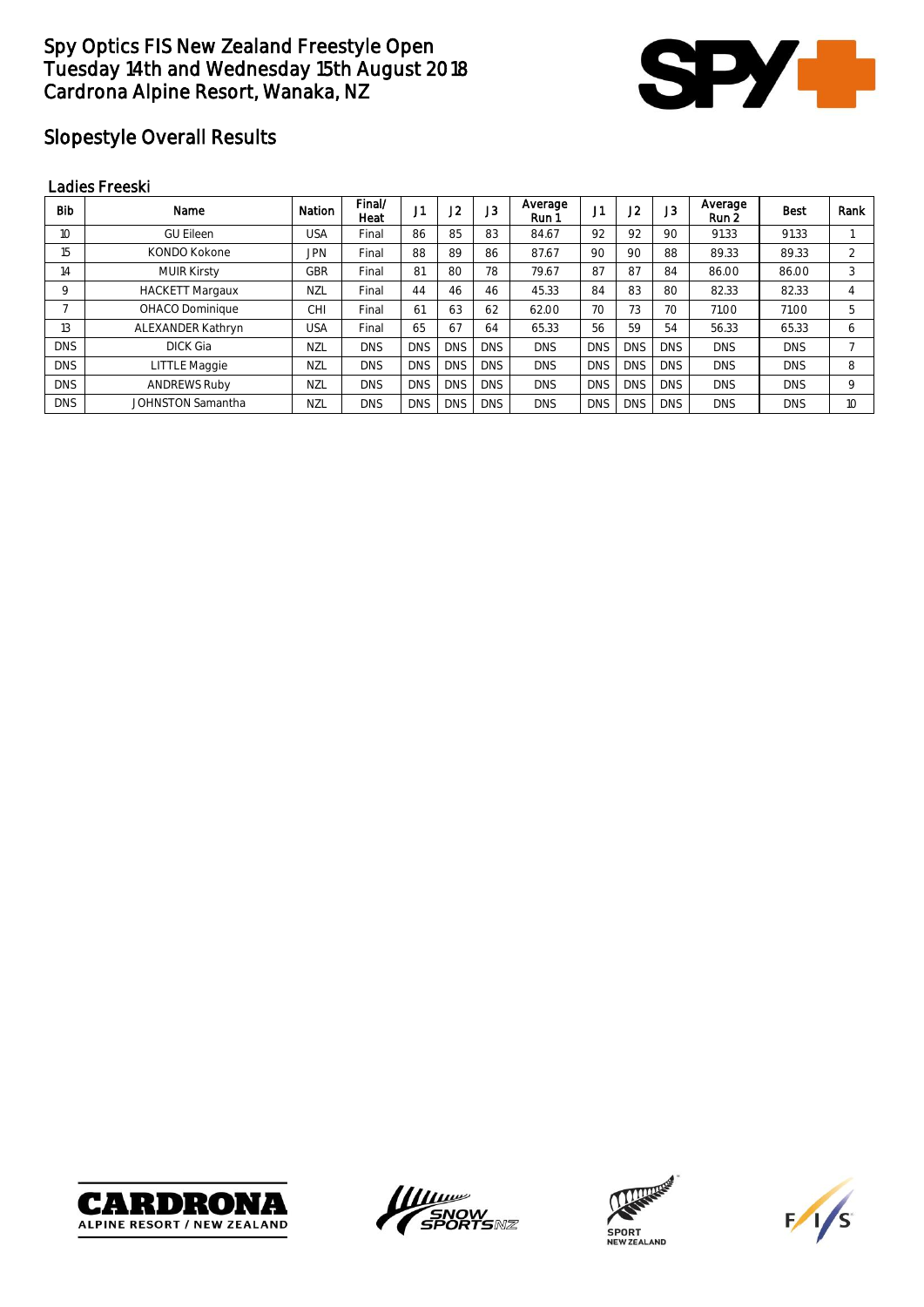# Spy Optics FIS New Zealand Freestyle Open
# Tuesday 14th and Wednesday 15th August 2018
# Cardrona Alpine Resort, Wanaka, NZ

## Slopestyle Overall Results

### Ladies Freeski

| Bib | Name | Nation | Final/ Heat | J1 | J2 | J3 | Average Run 1 | J1 | J2 | J3 | Average Run 2 | Best | Rank |
|---|---|---|---|---|---|---|---|---|---|---|---|---|---|
| 10 | GU Eileen | USA | Final | 86 | 85 | 83 | 84.67 | 92 | 92 | 90 | 91.33 | 91.33 | 1 |
| 15 | KONDO Kokone | JPN | Final | 88 | 89 | 86 | 87.67 | 90 | 90 | 88 | 89.33 | 89.33 | 2 |
| 14 | MUIR Kirsty | GBR | Final | 81 | 80 | 78 | 79.67 | 87 | 87 | 84 | 86.00 | 86.00 | 3 |
| 9 | HACKETT Margaux | NZL | Final | 44 | 46 | 46 | 45.33 | 84 | 83 | 80 | 82.33 | 82.33 | 4 |
| 7 | OHACO Dominique | CHI | Final | 61 | 63 | 62 | 62.00 | 70 | 73 | 70 | 71.00 | 71.00 | 5 |
| 13 | ALEXANDER Kathryn | USA | Final | 65 | 67 | 64 | 65.33 | 56 | 59 | 54 | 56.33 | 65.33 | 6 |
| DNS | DICK Gia | NZL | DNS | DNS | DNS | DNS | DNS | DNS | DNS | DNS | DNS | DNS | 7 |
| DNS | LITTLE Maggie | NZL | DNS | DNS | DNS | DNS | DNS | DNS | DNS | DNS | DNS | DNS | 8 |
| DNS | ANDREWS Ruby | NZL | DNS | DNS | DNS | DNS | DNS | DNS | DNS | DNS | DNS | DNS | 9 |
| DNS | JOHNSTON Samantha | NZL | DNS | DNS | DNS | DNS | DNS | DNS | DNS | DNS | DNS | DNS | 10 |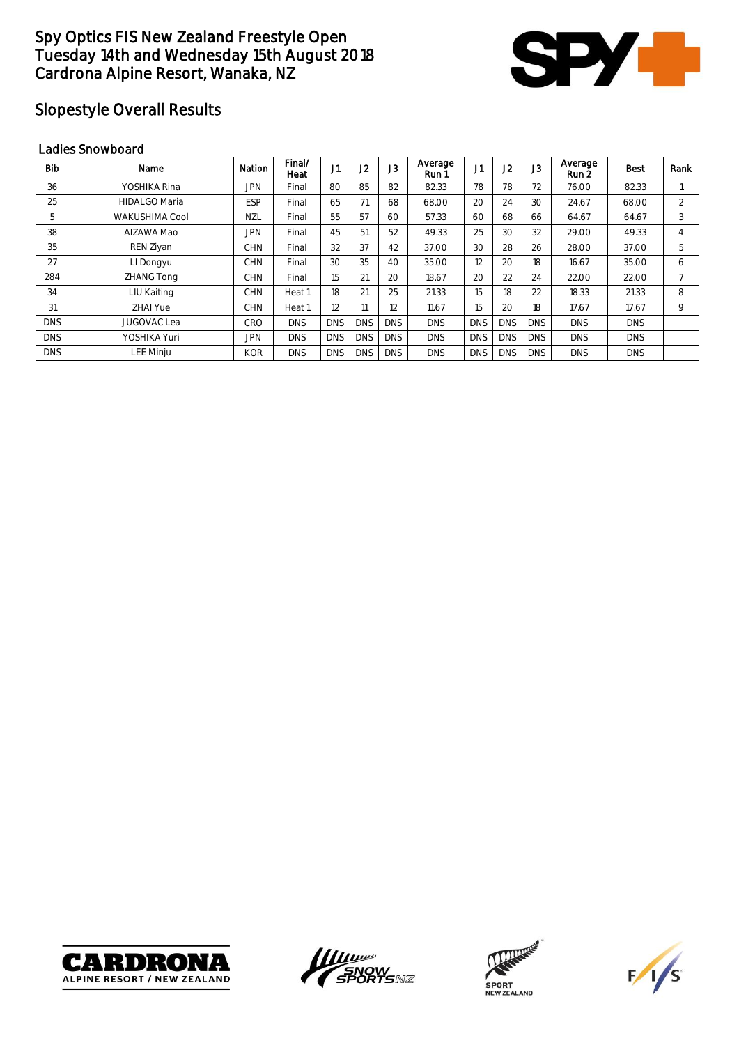# Spy Optics FIS New Zealand Freestyle Open
# Tuesday 14th and Wednesday 15th August 2018
# Cardrona Alpine Resort, Wanaka, NZ

## Slopestyle Overall Results

### Ladies Snowboard

| Bib | Name | Nation | Final/ Heat | J1 | J2 | J3 | Average Run 1 | J1 | J2 | J3 | Average Run 2 | Best | Rank |
|---|---|---|---|---|---|---|---|---|---|---|---|---|---|
| 36 | YOSHIKA Rina | JPN | Final | 80 | 85 | 82 | 82.33 | 78 | 78 | 72 | 76.00 | 82.33 | 1 |
| 25 | HIDALGO Maria | ESP | Final | 65 | 71 | 68 | 68.00 | 20 | 24 | 30 | 24.67 | 68.00 | 2 |
| 5 | WAKUSHIMA Cool | NZL | Final | 55 | 57 | 60 | 57.33 | 60 | 68 | 66 | 64.67 | 64.67 | 3 |
| 38 | AIZAWA Mao | JPN | Final | 45 | 51 | 52 | 49.33 | 25 | 30 | 32 | 29.00 | 49.33 | 4 |
| 35 | REN Ziyan | CHN | Final | 32 | 37 | 42 | 37.00 | 30 | 28 | 26 | 28.00 | 37.00 | 5 |
| 27 | LI Dongyu | CHN | Final | 30 | 35 | 40 | 35.00 | 12 | 20 | 18 | 16.67 | 35.00 | 6 |
| 284 | ZHANG Tong | CHN | Final | 15 | 21 | 20 | 18.67 | 20 | 22 | 24 | 22.00 | 22.00 | 7 |
| 34 | LIU Kaiting | CHN | Heat 1 | 18 | 21 | 25 | 21.33 | 15 | 18 | 22 | 18.33 | 21.33 | 8 |
| 31 | ZHAI Yue | CHN | Heat 1 | 12 | 11 | 12 | 11.67 | 15 | 20 | 18 | 17.67 | 17.67 | 9 |
| DNS | JUGOVAC Lea | CRO | DNS | DNS | DNS | DNS | DNS | DNS | DNS | DNS | DNS | DNS | |
| DNS | YOSHIKA Yuri | JPN | DNS | DNS | DNS | DNS | DNS | DNS | DNS | DNS | DNS | DNS | |
| DNS | LEE Minju | KOR | DNS | DNS | DNS | DNS | DNS | DNS | DNS | DNS | DNS | DNS | |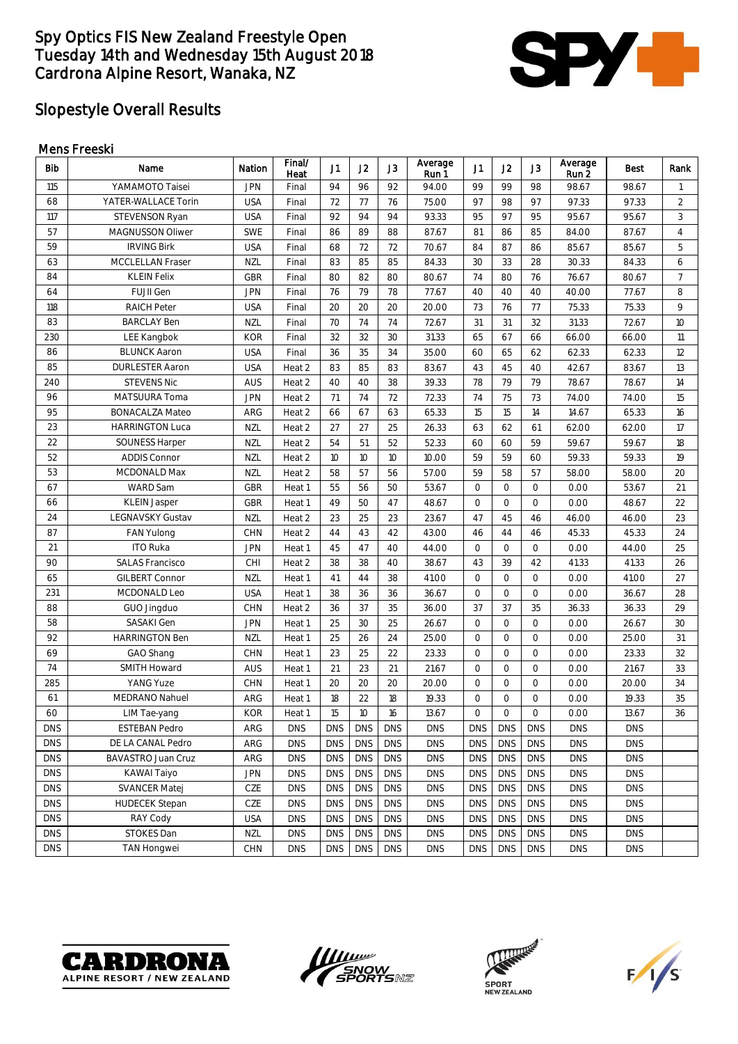# Spy Optics FIS New Zealand Freestyle Open
# Tuesday 14th and Wednesday 15th August 2018
# Cardrona Alpine Resort, Wanaka, NZ

## Slopestyle Overall Results

### Mens Freeski

| Bib | Name | Nation | Final/ Heat | J1 | J2 | J3 | Average Run 1 | J1 | J2 | J3 | Average Run 2 | Best | Rank |
|---|---|---|---|---|---|---|---|---|---|---|---|---|---|
| 115 | YAMAMOTO Taisei | JPN | Final | 94 | 96 | 92 | 94.00 | 99 | 99 | 98 | 98.67 | 98.67 | 1 |
| 68 | YATER-WALLACE Torin | USA | Final | 72 | 77 | 76 | 75.00 | 97 | 98 | 97 | 97.33 | 97.33 | 2 |
| 117 | STEVENSON Ryan | USA | Final | 92 | 94 | 94 | 93.33 | 95 | 97 | 95 | 95.67 | 95.67 | 3 |
| 57 | MAGNUSSON Oliwer | SWE | Final | 86 | 89 | 88 | 87.67 | 81 | 86 | 85 | 84.00 | 87.67 | 4 |
| 59 | IRVING Birk | USA | Final | 68 | 72 | 72 | 70.67 | 84 | 87 | 86 | 85.67 | 85.67 | 5 |
| 63 | MCCLELLAN Fraser | NZL | Final | 83 | 85 | 85 | 84.33 | 30 | 33 | 28 | 30.33 | 84.33 | 6 |
| 84 | KLEIN Felix | GBR | Final | 80 | 82 | 80 | 80.67 | 74 | 80 | 76 | 76.67 | 80.67 | 7 |
| 64 | FUJII Gen | JPN | Final | 76 | 79 | 78 | 77.67 | 40 | 40 | 40 | 40.00 | 77.67 | 8 |
| 118 | RAICH Peter | USA | Final | 20 | 20 | 20 | 20.00 | 73 | 76 | 77 | 75.33 | 75.33 | 9 |
| 83 | BARCLAY Ben | NZL | Final | 70 | 74 | 74 | 72.67 | 31 | 31 | 32 | 31.33 | 72.67 | 10 |
| 230 | LEE Kangbok | KOR | Final | 32 | 32 | 30 | 31.33 | 65 | 67 | 66 | 66.00 | 66.00 | 11 |
| 86 | BLUNCK Aaron | USA | Final | 36 | 35 | 34 | 35.00 | 60 | 65 | 62 | 62.33 | 62.33 | 12 |
| 85 | DURLESTER Aaron | USA | Heat 2 | 83 | 85 | 83 | 83.67 | 43 | 45 | 40 | 42.67 | 83.67 | 13 |
| 240 | STEVENS Nic | AUS | Heat 2 | 40 | 40 | 38 | 39.33 | 78 | 79 | 79 | 78.67 | 78.67 | 14 |
| 96 | MATSUURA Toma | JPN | Heat 2 | 71 | 74 | 72 | 72.33 | 74 | 75 | 73 | 74.00 | 74.00 | 15 |
| 95 | BONACALZA Mateo | ARG | Heat 2 | 66 | 67 | 63 | 65.33 | 15 | 15 | 14 | 14.67 | 65.33 | 16 |
| 23 | HARRINGTON Luca | NZL | Heat 2 | 27 | 27 | 25 | 26.33 | 63 | 62 | 61 | 62.00 | 62.00 | 17 |
| 22 | SOUNESS Harper | NZL | Heat 2 | 54 | 51 | 52 | 52.33 | 60 | 60 | 59 | 59.67 | 59.67 | 18 |
| 52 | ADDIS Connor | NZL | Heat 2 | 10 | 10 | 10 | 10.00 | 59 | 59 | 60 | 59.33 | 59.33 | 19 |
| 53 | MCDONALD Max | NZL | Heat 2 | 58 | 57 | 56 | 57.00 | 59 | 58 | 57 | 58.00 | 58.00 | 20 |
| 67 | WARD Sam | GBR | Heat 1 | 55 | 56 | 50 | 53.67 | 0 | 0 | 0 | 0.00 | 53.67 | 21 |
| 66 | KLEIN Jasper | GBR | Heat 1 | 49 | 50 | 47 | 48.67 | 0 | 0 | 0 | 0.00 | 48.67 | 22 |
| 24 | LEGNAVSKY Gustav | NZL | Heat 2 | 23 | 25 | 23 | 23.67 | 47 | 45 | 46 | 46.00 | 46.00 | 23 |
| 87 | FAN Yulong | CHN | Heat 2 | 44 | 43 | 42 | 43.00 | 46 | 44 | 46 | 45.33 | 45.33 | 24 |
| 21 | ITO Ruka | JPN | Heat 1 | 45 | 47 | 40 | 44.00 | 0 | 0 | 0 | 0.00 | 44.00 | 25 |
| 90 | SALAS Francisco | CHI | Heat 2 | 38 | 38 | 40 | 38.67 | 43 | 39 | 42 | 41.33 | 41.33 | 26 |
| 65 | GILBERT Connor | NZL | Heat 1 | 41 | 44 | 38 | 41.00 | 0 | 0 | 0 | 0.00 | 41.00 | 27 |
| 231 | MCDONALD Leo | USA | Heat 1 | 38 | 36 | 36 | 36.67 | 0 | 0 | 0 | 0.00 | 36.67 | 28 |
| 88 | GUO Jingduo | CHN | Heat 2 | 36 | 37 | 35 | 36.00 | 37 | 37 | 35 | 36.33 | 36.33 | 29 |
| 58 | SASAKI Gen | JPN | Heat 1 | 25 | 30 | 25 | 26.67 | 0 | 0 | 0 | 0.00 | 26.67 | 30 |
| 92 | HARRINGTON Ben | NZL | Heat 1 | 25 | 26 | 24 | 25.00 | 0 | 0 | 0 | 0.00 | 25.00 | 31 |
| 69 | GAO Shang | CHN | Heat 1 | 23 | 25 | 22 | 23.33 | 0 | 0 | 0 | 0.00 | 23.33 | 32 |
| 74 | SMITH Howard | AUS | Heat 1 | 21 | 23 | 21 | 21.67 | 0 | 0 | 0 | 0.00 | 21.67 | 33 |
| 285 | YANG Yuze | CHN | Heat 1 | 20 | 20 | 20 | 20.00 | 0 | 0 | 0 | 0.00 | 20.00 | 34 |
| 61 | MEDRANO Nahuel | ARG | Heat 1 | 18 | 22 | 18 | 19.33 | 0 | 0 | 0 | 0.00 | 19.33 | 35 |
| 60 | LIM Tae-yang | KOR | Heat 1 | 15 | 10 | 16 | 13.67 | 0 | 0 | 0 | 0.00 | 13.67 | 36 |
| DNS | ESTEBAN Pedro | ARG | DNS | DNS | DNS | DNS | DNS | DNS | DNS | DNS | DNS | DNS | |
| DNS | DE LA CANAL Pedro | ARG | DNS | DNS | DNS | DNS | DNS | DNS | DNS | DNS | DNS | DNS | |
| DNS | BAVASTRO Juan Cruz | ARG | DNS | DNS | DNS | DNS | DNS | DNS | DNS | DNS | DNS | DNS | |
| DNS | KAWAI Taiyo | JPN | DNS | DNS | DNS | DNS | DNS | DNS | DNS | DNS | DNS | DNS | |
| DNS | SVANCER Matej | CZE | DNS | DNS | DNS | DNS | DNS | DNS | DNS | DNS | DNS | DNS | |
| DNS | HUDECEK Stepan | CZE | DNS | DNS | DNS | DNS | DNS | DNS | DNS | DNS | DNS | DNS | |
| DNS | RAY Cody | USA | DNS | DNS | DNS | DNS | DNS | DNS | DNS | DNS | DNS | DNS | |
| DNS | STOKES Dan | NZL | DNS | DNS | DNS | DNS | DNS | DNS | DNS | DNS | DNS | DNS | |
| DNS | TAN Hongwei | CHN | DNS | DNS | DNS | DNS | DNS | DNS | DNS | DNS | DNS | DNS | |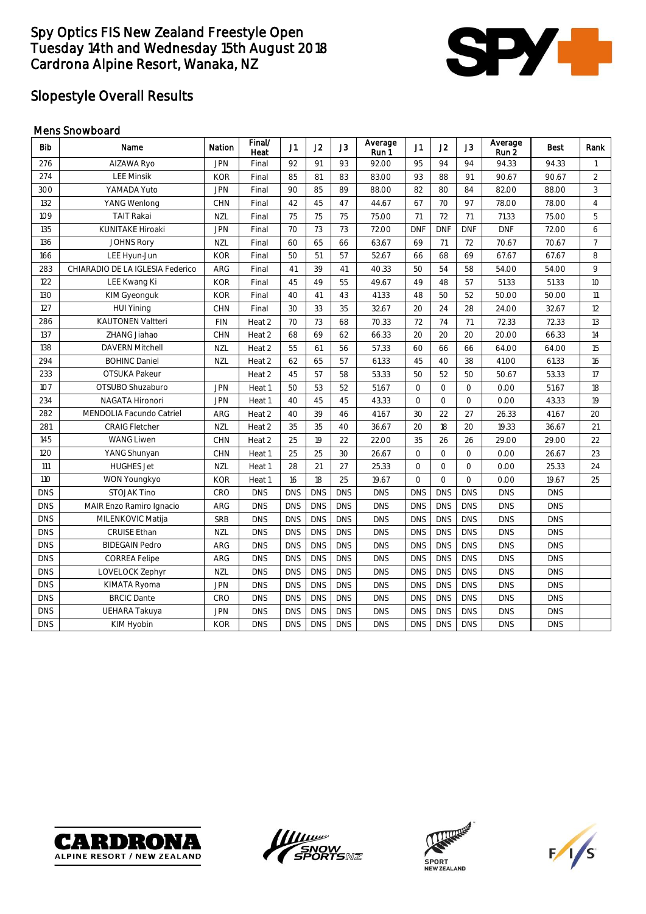# Spy Optics FIS New Zealand Freestyle Open
# Tuesday 14th and Wednesday 15th August 2018
# Cardrona Alpine Resort, Wanaka, NZ

## Slopestyle Overall Results

### Mens Snowboard

| Bib | Name | Nation | Final/ Heat | J1 | J2 | J3 | Average Run 1 | J1 | J2 | J3 | Average Run 2 | Best | Rank |
|---|---|---|---|---|---|---|---|---|---|---|---|---|---|
| 276 | AIZAWA Ryo | JPN | Final | 92 | 91 | 93 | 92.00 | 95 | 94 | 94 | 94.33 | 94.33 | 1 |
| 274 | LEE Minsik | KOR | Final | 85 | 81 | 83 | 83.00 | 93 | 88 | 91 | 90.67 | 90.67 | 2 |
| 300 | YAMADA Yuto | JPN | Final | 90 | 85 | 89 | 88.00 | 82 | 80 | 84 | 82.00 | 88.00 | 3 |
| 132 | YANG Wenlong | CHN | Final | 42 | 45 | 47 | 44.67 | 67 | 70 | 97 | 78.00 | 78.00 | 4 |
| 109 | TAIT Rakai | NZL | Final | 75 | 75 | 75 | 75.00 | 71 | 72 | 71 | 71.33 | 75.00 | 5 |
| 135 | KUNITAKE Hiroaki | JPN | Final | 70 | 73 | 73 | 72.00 | DNF | DNF | DNF | DNF | 72.00 | 6 |
| 136 | JOHNS Rory | NZL | Final | 60 | 65 | 66 | 63.67 | 69 | 71 | 72 | 70.67 | 70.67 | 7 |
| 166 | LEE Hyun-Jun | KOR | Final | 50 | 51 | 57 | 52.67 | 66 | 68 | 69 | 67.67 | 67.67 | 8 |
| 283 | CHIARADIO DE LA IGLESIA Federico | ARG | Final | 41 | 39 | 41 | 40.33 | 50 | 54 | 58 | 54.00 | 54.00 | 9 |
| 122 | LEE Kwang Ki | KOR | Final | 45 | 49 | 55 | 49.67 | 49 | 48 | 57 | 51.33 | 51.33 | 10 |
| 130 | KIM Gyeonguk | KOR | Final | 40 | 41 | 43 | 41.33 | 48 | 50 | 52 | 50.00 | 50.00 | 11 |
| 127 | HUI Yining | CHN | Final | 30 | 33 | 35 | 32.67 | 20 | 24 | 28 | 24.00 | 32.67 | 12 |
| 286 | KAUTONEN Valtteri | FIN | Heat 2 | 70 | 73 | 68 | 70.33 | 72 | 74 | 71 | 72.33 | 72.33 | 13 |
| 137 | ZHANG Jiahao | CHN | Heat 2 | 68 | 69 | 62 | 66.33 | 20 | 20 | 20 | 20.00 | 66.33 | 14 |
| 138 | DAVERN Mitchell | NZL | Heat 2 | 55 | 61 | 56 | 57.33 | 60 | 66 | 66 | 64.00 | 64.00 | 15 |
| 294 | BOHINC Daniel | NZL | Heat 2 | 62 | 65 | 57 | 61.33 | 45 | 40 | 38 | 41.00 | 61.33 | 16 |
| 233 | OTSUKA Pakeur | | Heat 2 | 45 | 57 | 58 | 53.33 | 50 | 52 | 50 | 50.67 | 53.33 | 17 |
| 107 | OTSUBO Shuzaburo | JPN | Heat 1 | 50 | 53 | 52 | 51.67 | 0 | 0 | 0 | 0.00 | 51.67 | 18 |
| 234 | NAGATA Hironori | JPN | Heat 1 | 40 | 45 | 45 | 43.33 | 0 | 0 | 0 | 0.00 | 43.33 | 19 |
| 282 | MENDOLIA Facundo Catriel | ARG | Heat 2 | 40 | 39 | 46 | 41.67 | 30 | 22 | 27 | 26.33 | 41.67 | 20 |
| 281 | CRAIG Fletcher | NZL | Heat 2 | 35 | 35 | 40 | 36.67 | 20 | 18 | 20 | 19.33 | 36.67 | 21 |
| 145 | WANG Liwen | CHN | Heat 2 | 25 | 19 | 22 | 22.00 | 35 | 26 | 26 | 29.00 | 29.00 | 22 |
| 120 | YANG Shunyan | CHN | Heat 1 | 25 | 25 | 30 | 26.67 | 0 | 0 | 0 | 0.00 | 26.67 | 23 |
| 111 | HUGHES Jet | NZL | Heat 1 | 28 | 21 | 27 | 25.33 | 0 | 0 | 0 | 0.00 | 25.33 | 24 |
| 110 | WON Youngkyo | KOR | Heat 1 | 16 | 18 | 25 | 19.67 | 0 | 0 | 0 | 0.00 | 19.67 | 25 |
| DNS | STOJAK Tino | CRO | DNS | DNS | DNS | DNS | DNS | DNS | DNS | DNS | DNS | DNS | |
| DNS | MAIR Enzo Ramiro Ignacio | ARG | DNS | DNS | DNS | DNS | DNS | DNS | DNS | DNS | DNS | DNS | |
| DNS | MILENKOVIC Matija | SRB | DNS | DNS | DNS | DNS | DNS | DNS | DNS | DNS | DNS | DNS | |
| DNS | CRUISE Ethan | NZL | DNS | DNS | DNS | DNS | DNS | DNS | DNS | DNS | DNS | DNS | |
| DNS | BIDEGAIN Pedro | ARG | DNS | DNS | DNS | DNS | DNS | DNS | DNS | DNS | DNS | DNS | |
| DNS | CORREA Felipe | ARG | DNS | DNS | DNS | DNS | DNS | DNS | DNS | DNS | DNS | DNS | |
| DNS | LOVELOCK Zephyr | NZL | DNS | DNS | DNS | DNS | DNS | DNS | DNS | DNS | DNS | DNS | |
| DNS | KIMATA Ryoma | JPN | DNS | DNS | DNS | DNS | DNS | DNS | DNS | DNS | DNS | DNS | |
| DNS | BRCIC Dante | CRO | DNS | DNS | DNS | DNS | DNS | DNS | DNS | DNS | DNS | DNS | |
| DNS | UEHARA Takuya | JPN | DNS | DNS | DNS | DNS | DNS | DNS | DNS | DNS | DNS | DNS | |
| DNS | KIM Hyobin | KOR | DNS | DNS | DNS | DNS | DNS | DNS | DNS | DNS | DNS | DNS | |